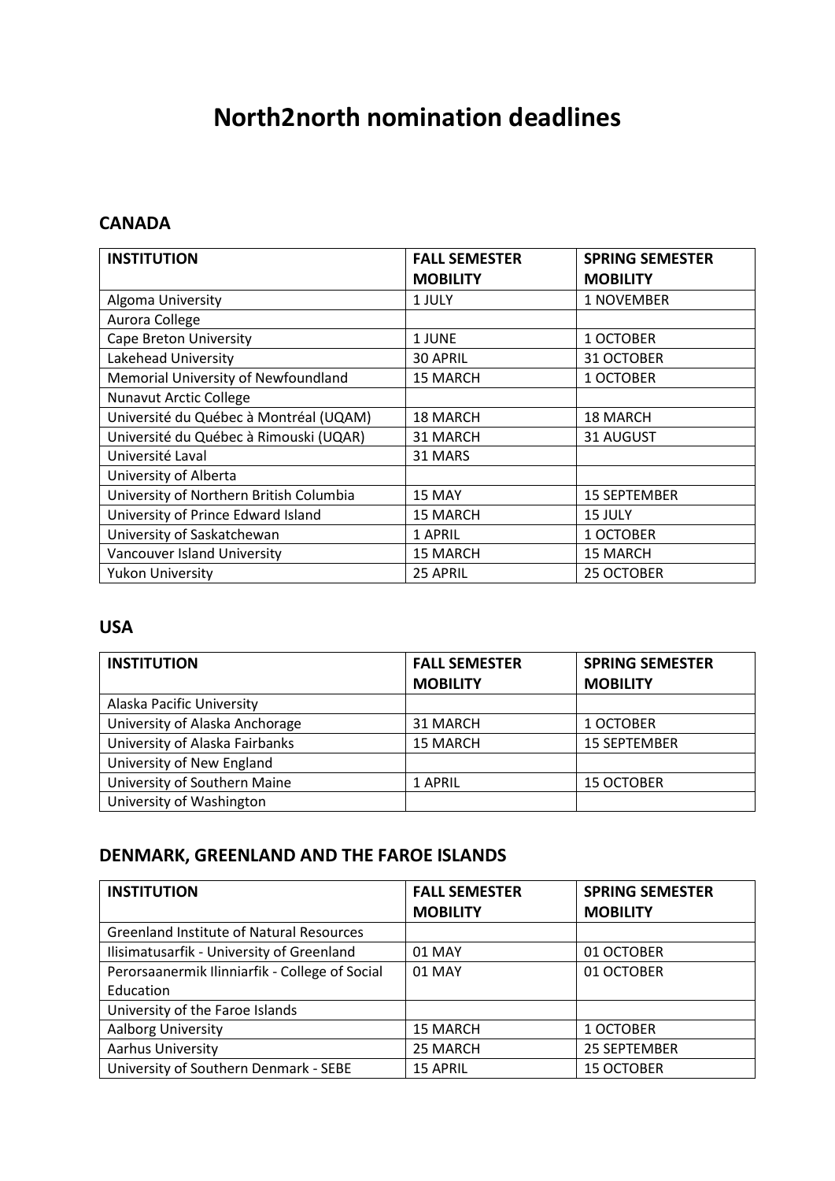# North2north nomination deadlines

## CANADA

| INSTITUTION | FALL SEMESTER MOBILITY | SPRING SEMESTER MOBILITY |
|---|---|---|
| Algoma University | 1 JULY | 1 NOVEMBER |
| Aurora College | | |
| Cape Breton University | 1 JUNE | 1 OCTOBER |
| Lakehead University | 30 APRIL | 31 OCTOBER |
| Memorial University of Newfoundland | 15 MARCH | 1 OCTOBER |
| Nunavut Arctic College | | |
| Université du Québec à Montréal (UQAM) | 18 MARCH | 18 MARCH |
| Université du Québec à Rimouski (UQAR) | 31 MARCH | 31 AUGUST |
| Université Laval | 31 MARS | |
| University of Alberta | | |
| University of Northern British Columbia | 15 MAY | 15 SEPTEMBER |
| University of Prince Edward Island | 15 MARCH | 15 JULY |
| University of Saskatchewan | 1 APRIL | 1 OCTOBER |
| Vancouver Island University | 15 MARCH | 15 MARCH |
| Yukon University | 25 APRIL | 25 OCTOBER |

## USA

| INSTITUTION | FALL SEMESTER MOBILITY | SPRING SEMESTER MOBILITY |
|---|---|---|
| Alaska Pacific University | | |
| University of Alaska Anchorage | 31 MARCH | 1 OCTOBER |
| University of Alaska Fairbanks | 15 MARCH | 15 SEPTEMBER |
| University of New England | | |
| University of Southern Maine | 1 APRIL | 15 OCTOBER |
| University of Washington | | |

## DENMARK, GREENLAND AND THE FAROE ISLANDS

| INSTITUTION | FALL SEMESTER MOBILITY | SPRING SEMESTER MOBILITY |
|---|---|---|
| Greenland Institute of Natural Resources | | |
| Ilisimatusarfik - University of Greenland | 01 MAY | 01 OCTOBER |
| Perorsaanermik Ilinniarfik - College of Social Education | 01 MAY | 01 OCTOBER |
| University of the Faroe Islands | | |
| Aalborg University | 15 MARCH | 1 OCTOBER |
| Aarhus University | 25 MARCH | 25 SEPTEMBER |
| University of Southern Denmark - SEBE | 15 APRIL | 15 OCTOBER |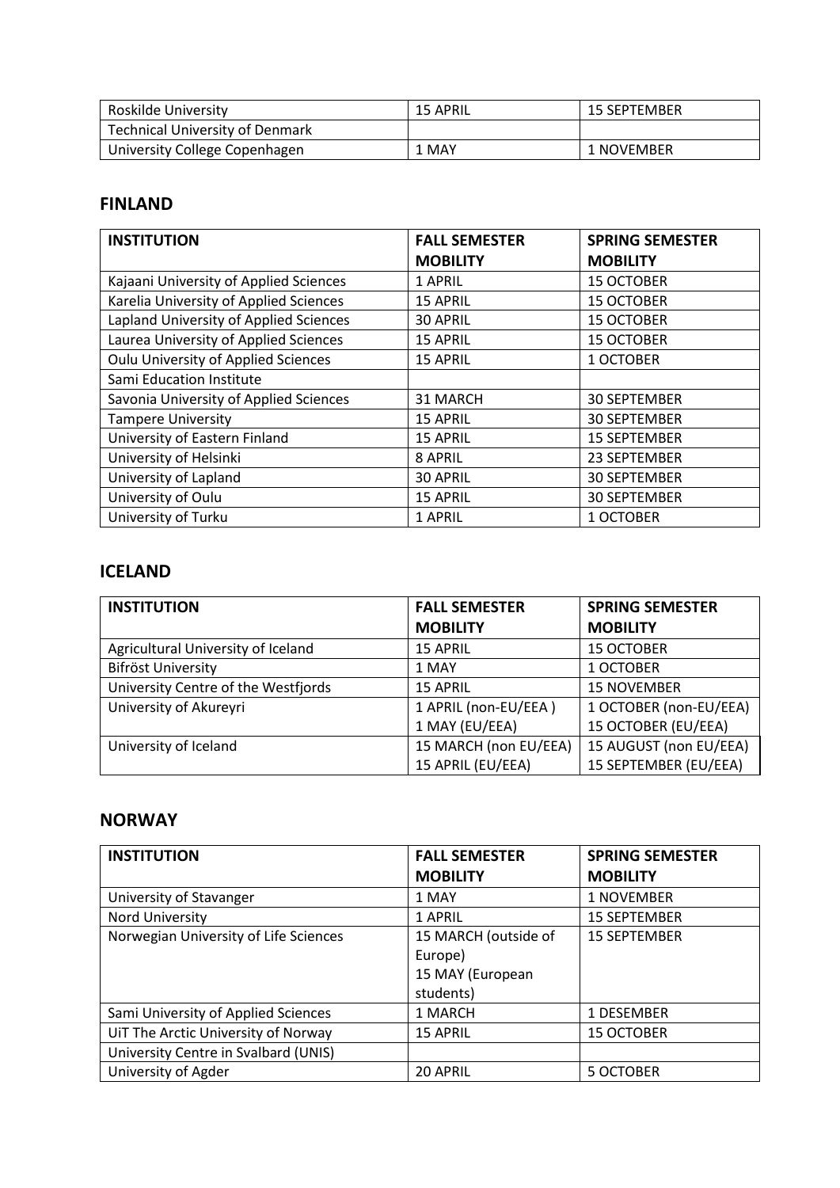| Roskilde University | 15 APRIL | 15 SEPTEMBER |
| --- | --- | --- |
| Technical University of Denmark | | |
| University College Copenhagen | 1 MAY | 1 NOVEMBER |

## FINLAND

| INSTITUTION | FALL SEMESTER MOBILITY | SPRING SEMESTER MOBILITY |
| --- | --- | --- |
| Kajaani University of Applied Sciences | 1 APRIL | 15 OCTOBER |
| Karelia University of Applied Sciences | 15 APRIL | 15 OCTOBER |
| Lapland University of Applied Sciences | 30 APRIL | 15 OCTOBER |
| Laurea University of Applied Sciences | 15 APRIL | 15 OCTOBER |
| Oulu University of Applied Sciences | 15 APRIL | 1 OCTOBER |
| Sami Education Institute | | |
| Savonia University of Applied Sciences | 31 MARCH | 30 SEPTEMBER |
| Tampere University | 15 APRIL | 30 SEPTEMBER |
| University of Eastern Finland | 15 APRIL | 15 SEPTEMBER |
| University of Helsinki | 8 APRIL | 23 SEPTEMBER |
| University of Lapland | 30 APRIL | 30 SEPTEMBER |
| University of Oulu | 15 APRIL | 30 SEPTEMBER |
| University of Turku | 1 APRIL | 1 OCTOBER |

## ICELAND

| INSTITUTION | FALL SEMESTER MOBILITY | SPRING SEMESTER MOBILITY |
| --- | --- | --- |
| Agricultural University of Iceland | 15 APRIL | 15 OCTOBER |
| Bifröst University | 1 MAY | 1 OCTOBER |
| University Centre of the Westfjords | 15 APRIL | 15 NOVEMBER |
| University of Akureyri | 1 APRIL (non-EU/EEA ) 1 MAY (EU/EEA) | 1 OCTOBER (non-EU/EEA) 15 OCTOBER (EU/EEA) |
| University of Iceland | 15 MARCH (non EU/EEA) 15 APRIL (EU/EEA) | 15 AUGUST (non EU/EEA) 15 SEPTEMBER (EU/EEA) |

## NORWAY

| INSTITUTION | FALL SEMESTER MOBILITY | SPRING SEMESTER MOBILITY |
| --- | --- | --- |
| University of Stavanger | 1 MAY | 1 NOVEMBER |
| Nord University | 1 APRIL | 15 SEPTEMBER |
| Norwegian University of Life Sciences | 15 MARCH (outside of Europe) 15 MAY (European students) | 15 SEPTEMBER |
| Sami University of Applied Sciences | 1 MARCH | 1 DESEMBER |
| UiT The Arctic University of Norway | 15 APRIL | 15 OCTOBER |
| University Centre in Svalbard (UNIS) | | |
| University of Agder | 20 APRIL | 5 OCTOBER |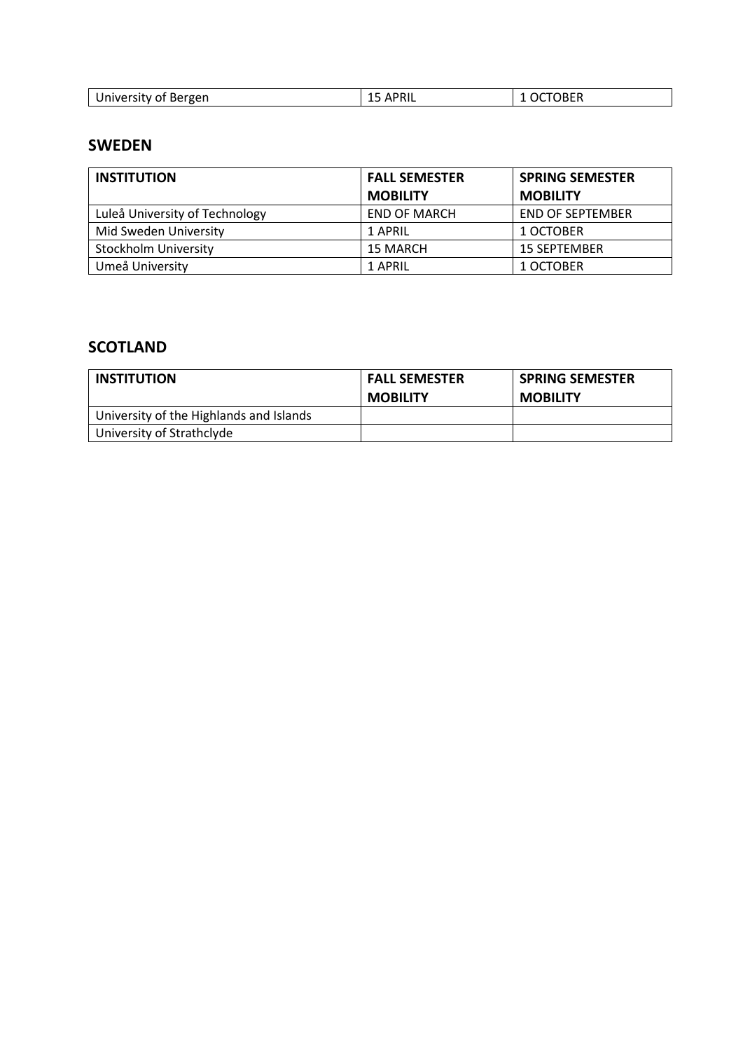| | | |
|---|---|---|
| University of Bergen | 15 APRIL | 1 OCTOBER |

## SWEDEN

| INSTITUTION | FALL SEMESTER MOBILITY | SPRING SEMESTER MOBILITY |
|---|---|---|
| Luleå University of Technology | END OF MARCH | END OF SEPTEMBER |
| Mid Sweden University | 1 APRIL | 1 OCTOBER |
| Stockholm University | 15 MARCH | 15 SEPTEMBER |
| Umeå University | 1 APRIL | 1 OCTOBER |

## SCOTLAND

| INSTITUTION | FALL SEMESTER MOBILITY | SPRING SEMESTER MOBILITY |
|---|---|---|
| University of the Highlands and Islands | | |
| University of Strathclyde | | |